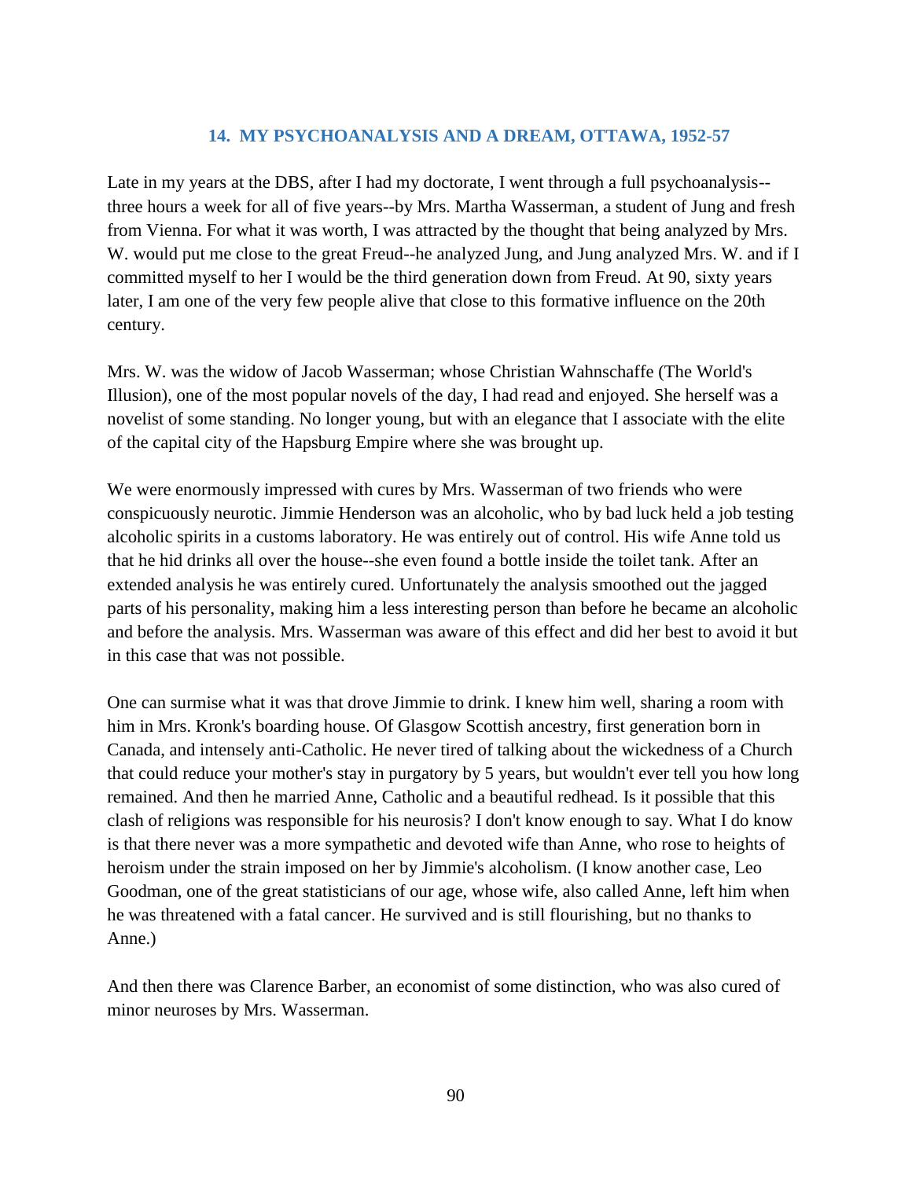## 14. MY PSYCHOANALYSIS AND A DREAM, OTTAWA, 1952-57

Late in my years at the DBS, after I had my doctorate, I went through a full psychoanalysis--three hours a week for all of five years--by Mrs. Martha Wasserman, a student of Jung and fresh from Vienna. For what it was worth, I was attracted by the thought that being analyzed by Mrs. W. would put me close to the great Freud--he analyzed Jung, and Jung analyzed Mrs. W. and if I committed myself to her I would be the third generation down from Freud. At 90, sixty years later, I am one of the very few people alive that close to this formative influence on the 20th century.

Mrs. W. was the widow of Jacob Wasserman; whose Christian Wahnschaffe (The World's Illusion), one of the most popular novels of the day, I had read and enjoyed. She herself was a novelist of some standing. No longer young, but with an elegance that I associate with the elite of the capital city of the Hapsburg Empire where she was brought up.

We were enormously impressed with cures by Mrs. Wasserman of two friends who were conspicuously neurotic. Jimmie Henderson was an alcoholic, who by bad luck held a job testing alcoholic spirits in a customs laboratory. He was entirely out of control. His wife Anne told us that he hid drinks all over the house--she even found a bottle inside the toilet tank. After an extended analysis he was entirely cured. Unfortunately the analysis smoothed out the jagged parts of his personality, making him a less interesting person than before he became an alcoholic and before the analysis. Mrs. Wasserman was aware of this effect and did her best to avoid it but in this case that was not possible.

One can surmise what it was that drove Jimmie to drink. I knew him well, sharing a room with him in Mrs. Kronk's boarding house. Of Glasgow Scottish ancestry, first generation born in Canada, and intensely anti-Catholic. He never tired of talking about the wickedness of a Church that could reduce your mother's stay in purgatory by 5 years, but wouldn't ever tell you how long remained. And then he married Anne, Catholic and a beautiful redhead. Is it possible that this clash of religions was responsible for his neurosis? I don't know enough to say. What I do know is that there never was a more sympathetic and devoted wife than Anne, who rose to heights of heroism under the strain imposed on her by Jimmie's alcoholism. (I know another case, Leo Goodman, one of the great statisticians of our age, whose wife, also called Anne, left him when he was threatened with a fatal cancer. He survived and is still flourishing, but no thanks to Anne.)

And then there was Clarence Barber, an economist of some distinction, who was also cured of minor neuroses by Mrs. Wasserman.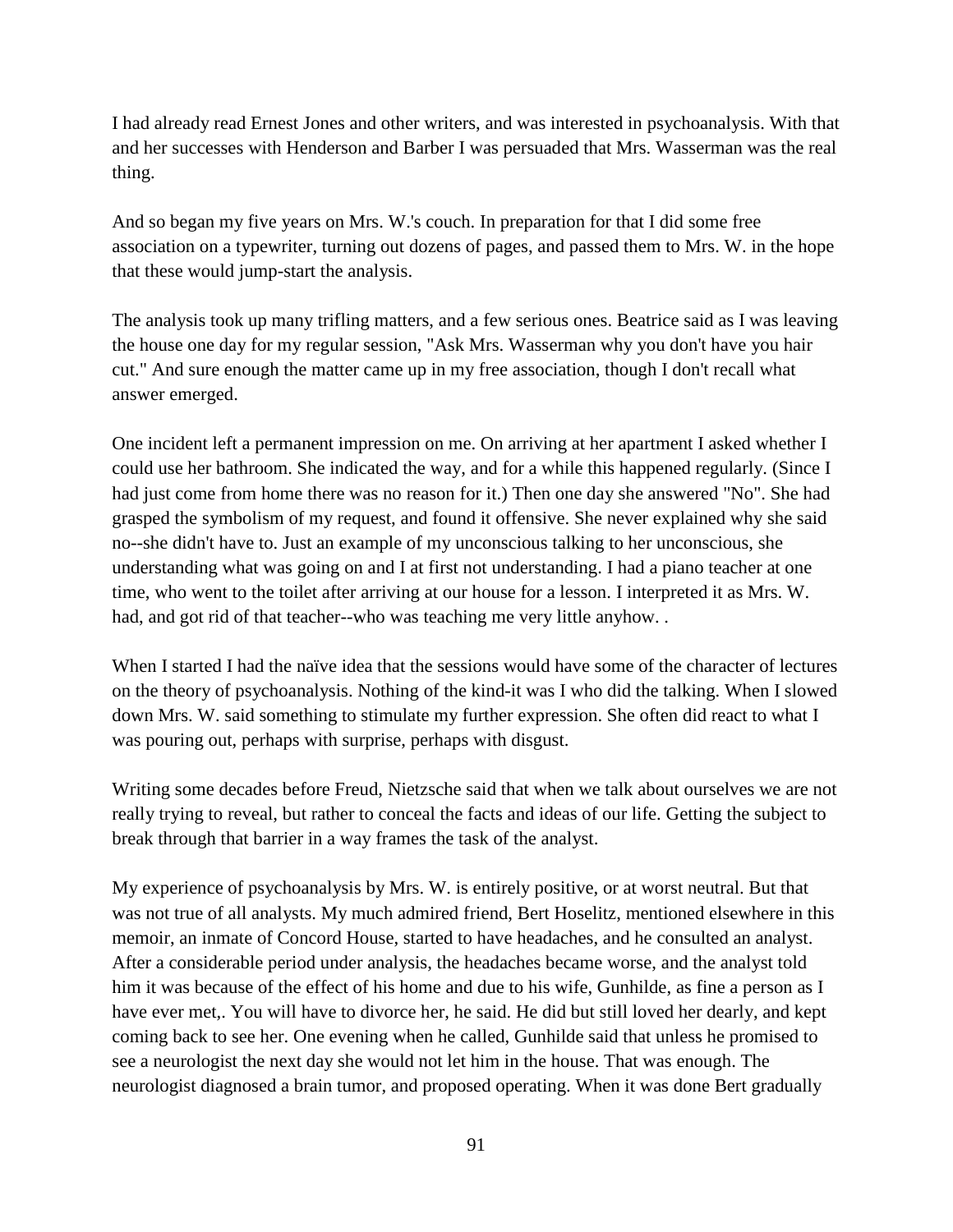I had already read Ernest Jones and other writers, and was interested in psychoanalysis. With that and her successes with Henderson and Barber I was persuaded that Mrs. Wasserman was the real thing.

And so began my five years on Mrs. W.'s couch. In preparation for that I did some free association on a typewriter, turning out dozens of pages, and passed them to Mrs. W. in the hope that these would jump-start the analysis.

The analysis took up many trifling matters, and a few serious ones. Beatrice said as I was leaving the house one day for my regular session, "Ask Mrs. Wasserman why you don't have you hair cut." And sure enough the matter came up in my free association, though I don't recall what answer emerged.

One incident left a permanent impression on me. On arriving at her apartment I asked whether I could use her bathroom. She indicated the way, and for a while this happened regularly. (Since I had just come from home there was no reason for it.) Then one day she answered "No". She had grasped the symbolism of my request, and found it offensive. She never explained why she said no--she didn't have to. Just an example of my unconscious talking to her unconscious, she understanding what was going on and I at first not understanding. I had a piano teacher at one time, who went to the toilet after arriving at our house for a lesson. I interpreted it as Mrs. W. had, and got rid of that teacher--who was teaching me very little anyhow. .

When I started I had the naïve idea that the sessions would have some of the character of lectures on the theory of psychoanalysis. Nothing of the kind-it was I who did the talking. When I slowed down Mrs. W. said something to stimulate my further expression. She often did react to what I was pouring out, perhaps with surprise, perhaps with disgust.

Writing some decades before Freud, Nietzsche said that when we talk about ourselves we are not really trying to reveal, but rather to conceal the facts and ideas of our life. Getting the subject to break through that barrier in a way frames the task of the analyst.

My experience of psychoanalysis by Mrs. W. is entirely positive, or at worst neutral. But that was not true of all analysts. My much admired friend, Bert Hoselitz, mentioned elsewhere in this memoir, an inmate of Concord House, started to have headaches, and he consulted an analyst. After a considerable period under analysis, the headaches became worse, and the analyst told him it was because of the effect of his home and due to his wife, Gunhilde, as fine a person as I have ever met,. You will have to divorce her, he said. He did but still loved her dearly, and kept coming back to see her. One evening when he called, Gunhilde said that unless he promised to see a neurologist the next day she would not let him in the house. That was enough. The neurologist diagnosed a brain tumor, and proposed operating. When it was done Bert gradually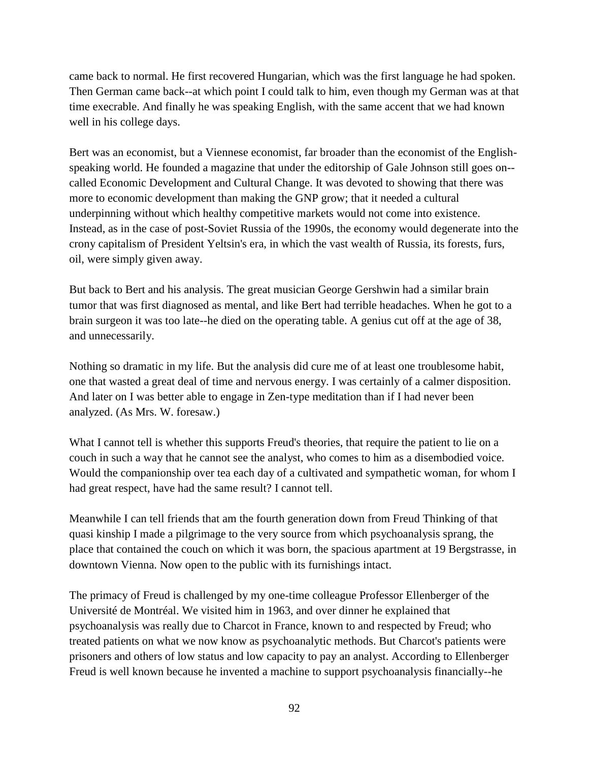came back to normal. He first recovered Hungarian, which was the first language he had spoken. Then German came back--at which point I could talk to him, even though my German was at that time execrable. And finally he was speaking English, with the same accent that we had known well in his college days.

Bert was an economist, but a Viennese economist, far broader than the economist of the English-speaking world. He founded a magazine that under the editorship of Gale Johnson still goes on--called Economic Development and Cultural Change. It was devoted to showing that there was more to economic development than making the GNP grow; that it needed a cultural underpinning without which healthy competitive markets would not come into existence. Instead, as in the case of post-Soviet Russia of the 1990s, the economy would degenerate into the crony capitalism of President Yeltsin's era, in which the vast wealth of Russia, its forests, furs, oil, were simply given away.

But back to Bert and his analysis. The great musician George Gershwin had a similar brain tumor that was first diagnosed as mental, and like Bert had terrible headaches. When he got to a brain surgeon it was too late--he died on the operating table. A genius cut off at the age of 38, and unnecessarily.

Nothing so dramatic in my life. But the analysis did cure me of at least one troublesome habit, one that wasted a great deal of time and nervous energy. I was certainly of a calmer disposition. And later on I was better able to engage in Zen-type meditation than if I had never been analyzed. (As Mrs. W. foresaw.)

What I cannot tell is whether this supports Freud's theories, that require the patient to lie on a couch in such a way that he cannot see the analyst, who comes to him as a disembodied voice. Would the companionship over tea each day of a cultivated and sympathetic woman, for whom I had great respect, have had the same result? I cannot tell.

Meanwhile I can tell friends that am the fourth generation down from Freud Thinking of that quasi kinship I made a pilgrimage to the very source from which psychoanalysis sprang, the place that contained the couch on which it was born, the spacious apartment at 19 Bergstrasse, in downtown Vienna. Now open to the public with its furnishings intact.

The primacy of Freud is challenged by my one-time colleague Professor Ellenberger of the Université de Montréal. We visited him in 1963, and over dinner he explained that psychoanalysis was really due to Charcot in France, known to and respected by Freud; who treated patients on what we now know as psychoanalytic methods. But Charcot's patients were prisoners and others of low status and low capacity to pay an analyst. According to Ellenberger Freud is well known because he invented a machine to support psychoanalysis financially--he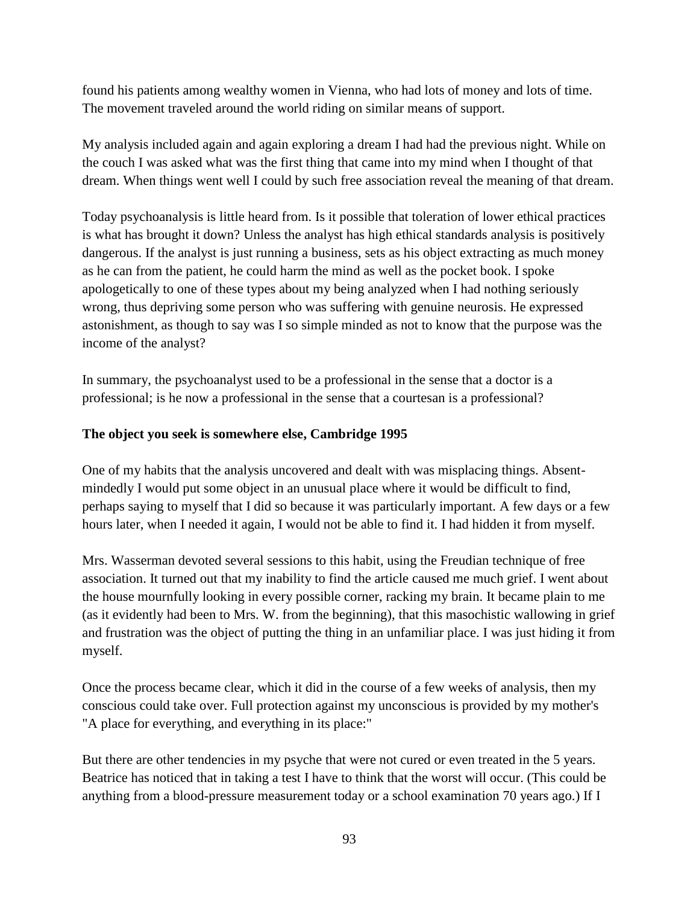found his patients among wealthy women in Vienna, who had lots of money and lots of time. The movement traveled around the world riding on similar means of support.

My analysis included again and again exploring a dream I had had the previous night. While on the couch I was asked what was the first thing that came into my mind when I thought of that dream. When things went well I could by such free association reveal the meaning of that dream.

Today psychoanalysis is little heard from. Is it possible that toleration of lower ethical practices is what has brought it down? Unless the analyst has high ethical standards analysis is positively dangerous. If the analyst is just running a business, sets as his object extracting as much money as he can from the patient, he could harm the mind as well as the pocket book. I spoke apologetically to one of these types about my being analyzed when I had nothing seriously wrong, thus depriving some person who was suffering with genuine neurosis. He expressed astonishment, as though to say was I so simple minded as not to know that the purpose was the income of the analyst?

In summary, the psychoanalyst used to be a professional in the sense that a doctor is a professional; is he now a professional in the sense that a courtesan is a professional?

**The object you seek is somewhere else, Cambridge 1995**

One of my habits that the analysis uncovered and dealt with was misplacing things. Absent-mindedly I would put some object in an unusual place where it would be difficult to find, perhaps saying to myself that I did so because it was particularly important. A few days or a few hours later, when I needed it again, I would not be able to find it. I had hidden it from myself.

Mrs. Wasserman devoted several sessions to this habit, using the Freudian technique of free association. It turned out that my inability to find the article caused me much grief. I went about the house mournfully looking in every possible corner, racking my brain. It became plain to me (as it evidently had been to Mrs. W. from the beginning), that this masochistic wallowing in grief and frustration was the object of putting the thing in an unfamiliar place. I was just hiding it from myself.

Once the process became clear, which it did in the course of a few weeks of analysis, then my conscious could take over. Full protection against my unconscious is provided by my mother's "A place for everything, and everything in its place:"

But there are other tendencies in my psyche that were not cured or even treated in the 5 years. Beatrice has noticed that in taking a test I have to think that the worst will occur. (This could be anything from a blood-pressure measurement today or a school examination 70 years ago.) If I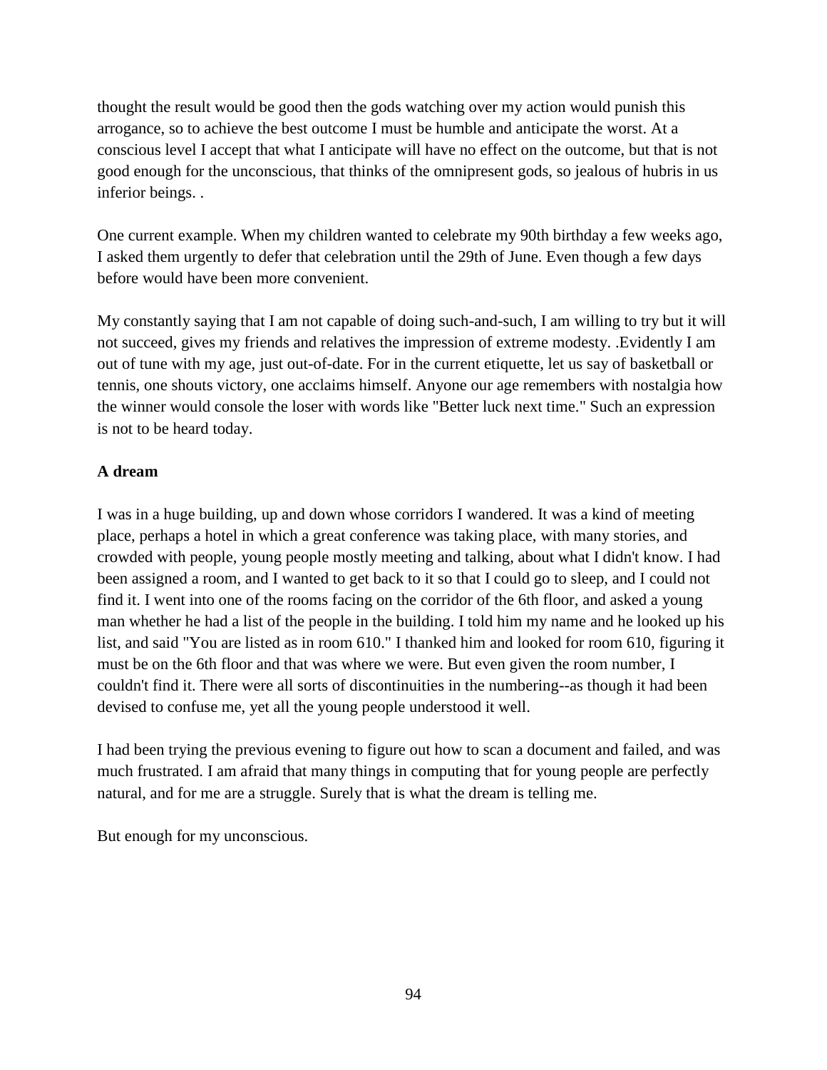thought the result would be good then the gods watching over my action would punish this arrogance, so to achieve the best outcome I must be humble and anticipate the worst. At a conscious level I accept that what I anticipate will have no effect on the outcome, but that is not good enough for the unconscious, that thinks of the omnipresent gods, so jealous of hubris in us inferior beings. .

One current example. When my children wanted to celebrate my 90th birthday a few weeks ago, I asked them urgently to defer that celebration until the 29th of June. Even though a few days before would have been more convenient.

My constantly saying that I am not capable of doing such-and-such, I am willing to try but it will not succeed, gives my friends and relatives the impression of extreme modesty. .Evidently I am out of tune with my age, just out-of-date. For in the current etiquette, let us say of basketball or tennis, one shouts victory, one acclaims himself. Anyone our age remembers with nostalgia how the winner would console the loser with words like "Better luck next time." Such an expression is not to be heard today.

**A dream**

I was in a huge building, up and down whose corridors I wandered. It was a kind of meeting place, perhaps a hotel in which a great conference was taking place, with many stories, and crowded with people, young people mostly meeting and talking, about what I didn't know. I had been assigned a room, and I wanted to get back to it so that I could go to sleep, and I could not find it. I went into one of the rooms facing on the corridor of the 6th floor, and asked a young man whether he had a list of the people in the building. I told him my name and he looked up his list, and said "You are listed as in room 610." I thanked him and looked for room 610, figuring it must be on the 6th floor and that was where we were. But even given the room number, I couldn't find it. There were all sorts of discontinuities in the numbering--as though it had been devised to confuse me, yet all the young people understood it well.

I had been trying the previous evening to figure out how to scan a document and failed, and was much frustrated. I am afraid that many things in computing that for young people are perfectly natural, and for me are a struggle. Surely that is what the dream is telling me.

But enough for my unconscious.